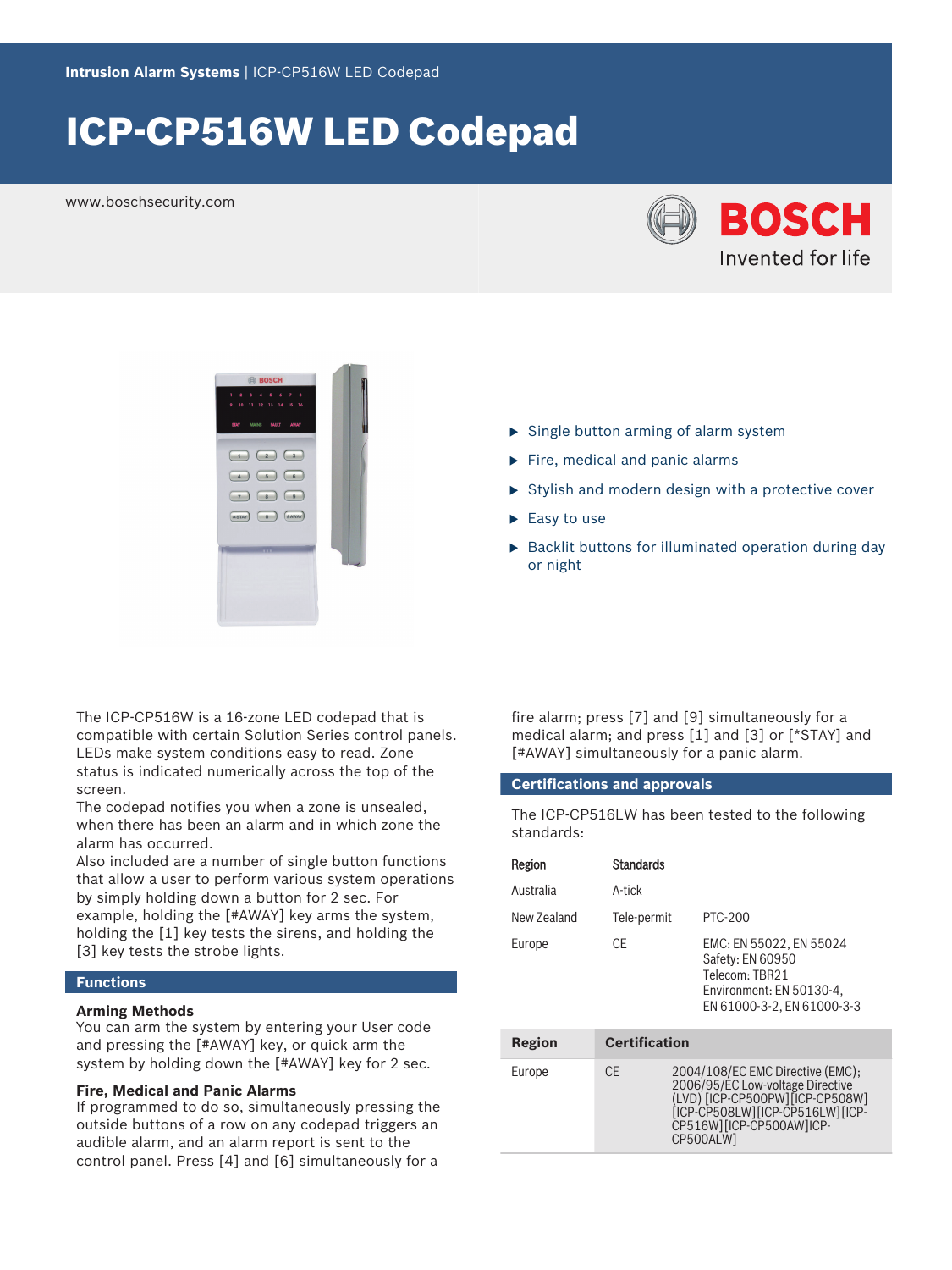Intrusion Alarm Systems | ICP-CP516W LED Codepad

# ICP-CP516W LED Codepad

www.boschsecurity.com

- Single button arming of alarm system
- Fire, medical and panic alarms
- Stylish and modern design with a protective cover
- Easy to use
- Backlit buttons for illuminated operation during day or night

The ICP-CP516W is a 16-zone LED codepad that is compatible with certain Solution Series control panels. LEDs make system conditions easy to read. Zone status is indicated numerically across the top of the screen.

The codepad notifies you when a zone is unsealed, when there has been an alarm and in which zone the alarm has occurred.

Also included are a number of single button functions that allow a user to perform various system operations by simply holding down a button for 2 sec. For example, holding the [#AWAY] key arms the system, holding the [1] key tests the sirens, and holding the [3] key tests the strobe lights.

## Functions

### Arming Methods

You can arm the system by entering your User code and pressing the [#AWAY] key, or quick arm the system by holding down the [#AWAY] key for 2 sec.

### Fire, Medical and Panic Alarms

If programmed to do so, simultaneously pressing the outside buttons of a row on any codepad triggers an audible alarm, and an alarm report is sent to the control panel. Press [4] and [6] simultaneously for a fire alarm; press [7] and [9] simultaneously for a medical alarm; and press [1] and [3] or [*STAY] and [#AWAY] simultaneously for a panic alarm.

## Certifications and approvals

The ICP-CP516LW has been tested to the following standards:

| Region | Standards | |
| --- | --- | --- |
| Australia | A-tick | |
| New Zealand | Tele-permit | PTC-200 |
| Europe | CE | EMC: EN 55022, EN 55024<br>Safety: EN 60950<br>Telecom: TBR21<br>Environment: EN 50130-4, EN 61000-3-2, EN 61000-3-3 |

| Region | Certification | |
| --- | --- | --- |
| Europe | CE | 2004/108/EC EMC Directive (EMC); 2006/95/EC Low-voltage Directive (LVD) [ICP-CP500PW][ICP-CP508W][ICP-CP508LW][ICP-CP516LW][ICP-CP516W][ICP-CP500AW]ICP-CP500ALW] |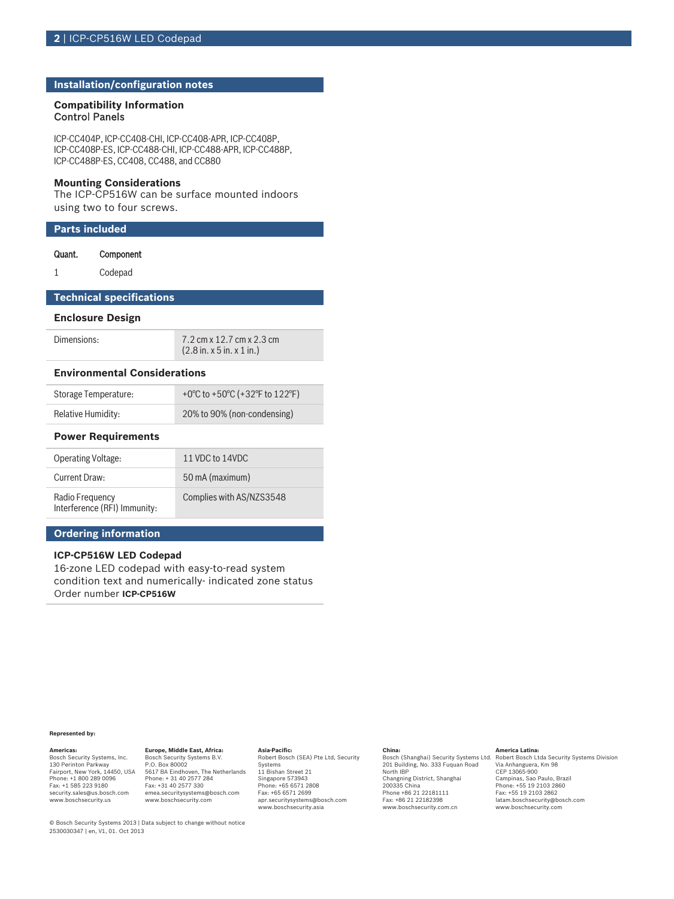## Installation/configuration notes

### Compatibility Information

Control Panels

ICP-CC404P, ICP-CC408-CHI, ICP-CC408-APR, ICP-CC408P, ICP-CC408P-ES, ICP-CC488-CHI, ICP-CC488-APR, ICP-CC488P, ICP-CC488P-ES, CC408, CC488, and CC880

### Mounting Considerations

The ICP-CP516W can be surface mounted indoors using two to four screws.

## Parts included

| Quant. | Component |
|---|---|
| 1 | Codepad |

## Technical specifications

### Enclosure Design

| | |
|---|---|
| Dimensions: | 7.2 cm x 12.7 cm x 2.3 cm (2.8 in. x 5 in. x 1 in.) |

### Environmental Considerations

| | |
|---|---|
| Storage Temperature: | +0ºC to +50ºC (+32ºF to 122ºF) |
| Relative Humidity: | 20% to 90% (non-condensing) |

### Power Requirements

| | |
|---|---|
| Operating Voltage: | 11 VDC to 14VDC |
| Current Draw: | 50 mA (maximum) |
| Radio Frequency Interference (RFI) Immunity: | Complies with AS/NZS3548 |

## Ordering information

**ICP-CP516W LED Codepad**

16-zone LED codepad with easy-to-read system condition text and numerically- indicated zone status

Order number **ICP-CP516W**

**Represented by:**

**Americas:**
Bosch Security Systems, Inc.
130 Perinton Parkway
Fairport, New York, 14450, USA
Phone: +1 800 289 0096
Fax: +1 585 223 9180
security.sales@us.bosch.com
www.boschsecurity.us

**Europe, Middle East, Africa:**
Bosch Security Systems B.V.
P.O. Box 80002
5617 BA Eindhoven, The Netherlands
Phone: + 31 40 2577 284
Fax: +31 40 2577 330
emea.securitysystems@bosch.com
www.boschsecurity.com

**Asia-Pacific:**
Robert Bosch (SEA) Pte Ltd, Security Systems
11 Bishan Street 21
Singapore 573943
Phone: +65 6571 2808
Fax: +65 6571 2699
apr.securitysystems@bosch.com
www.boschsecurity.asia

**China:**
Bosch (Shanghai) Security Systems Ltd.
201 Building, No. 333 Fuquan Road
North IBP
Changning District, Shanghai
200335 China
Phone +86 21 22181111
Fax: +86 21 22182398
www.boschsecurity.com.cn

**America Latina:**
Robert Bosch Ltda Security Systems Division
Via Anhanguera, Km 98
CEP 13065-900
Campinas, Sao Paulo, Brazil
Phone: +55 19 2103 2860
Fax: +55 19 2103 2862
latam.boschsecurity@bosch.com
www.boschsecurity.com

© Bosch Security Systems 2013 | Data subject to change without notice
2530030347 | en, V1, 01. Oct 2013